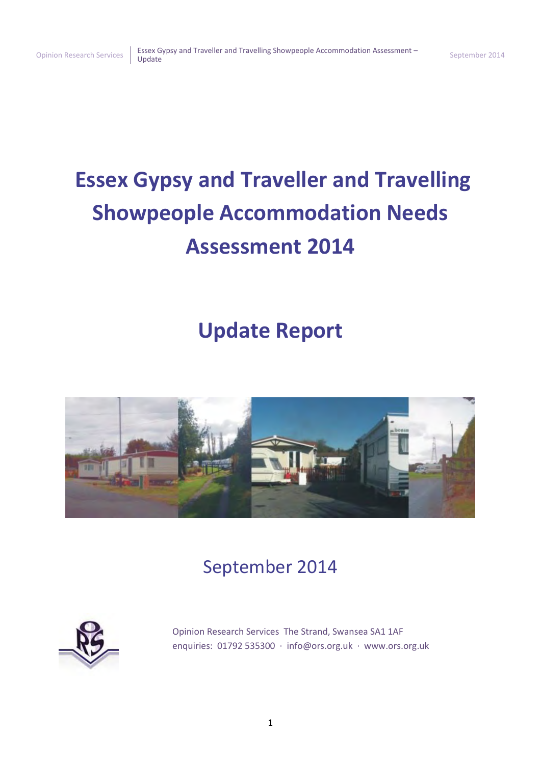# Essex Gypsy and Traveller and Travelling Showpeople Accommodation Needs Assessment 2014

## Update Report

September 2014

Opinion Research Services The Strand, Swansea SA1 1AF
enquiries: 01792 535300 · info@ors.org.uk · www.ors.org.uk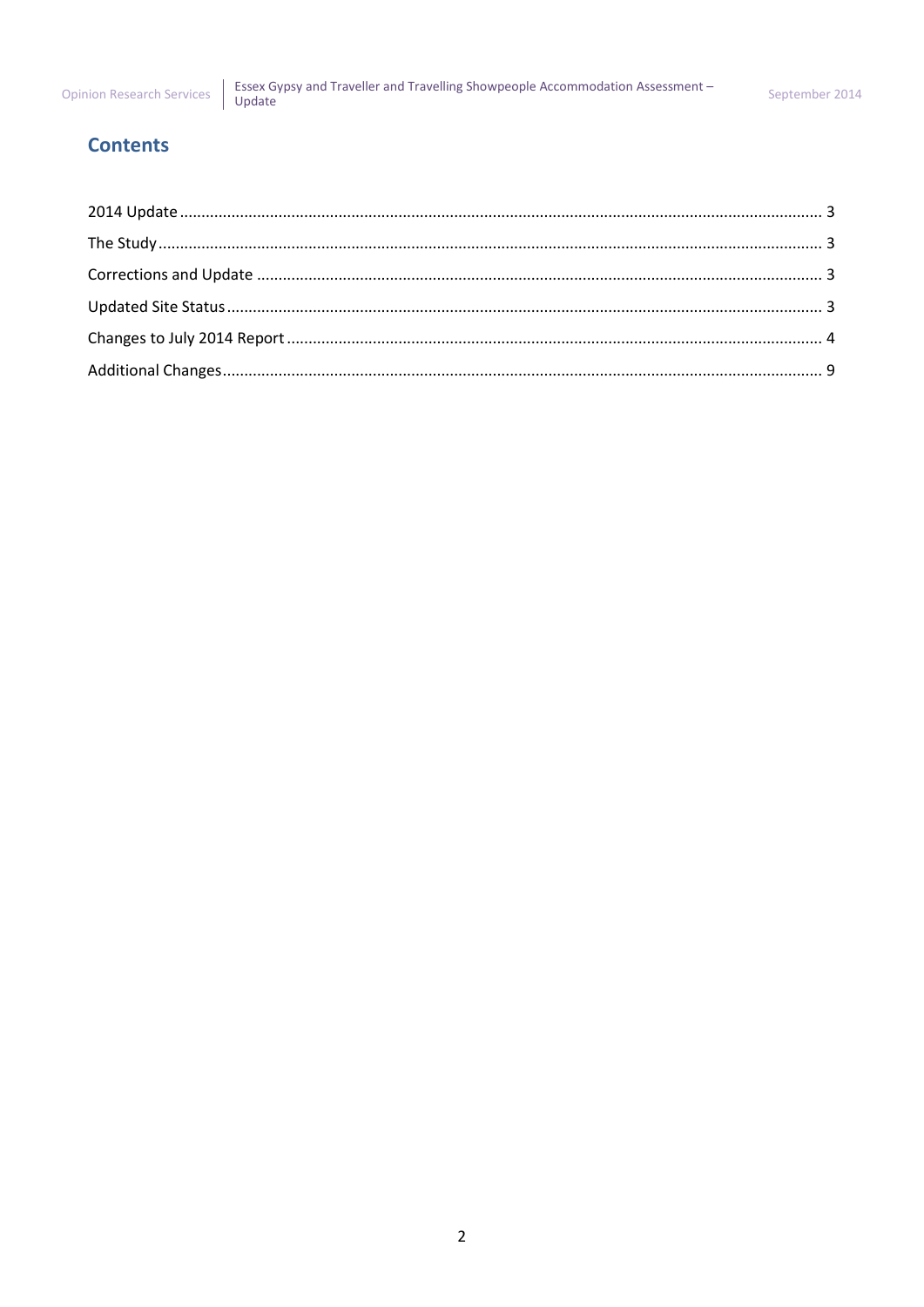## Contents

2014 Update ........................................................................................................................................... 3

The Study ............................................................................................................................................... 3

Corrections and Update ......................................................................................................................... 3

Updated Site Status ................................................................................................................................ 3

Changes to July 2014 Report .................................................................................................................. 4

Additional Changes ................................................................................................................................. 9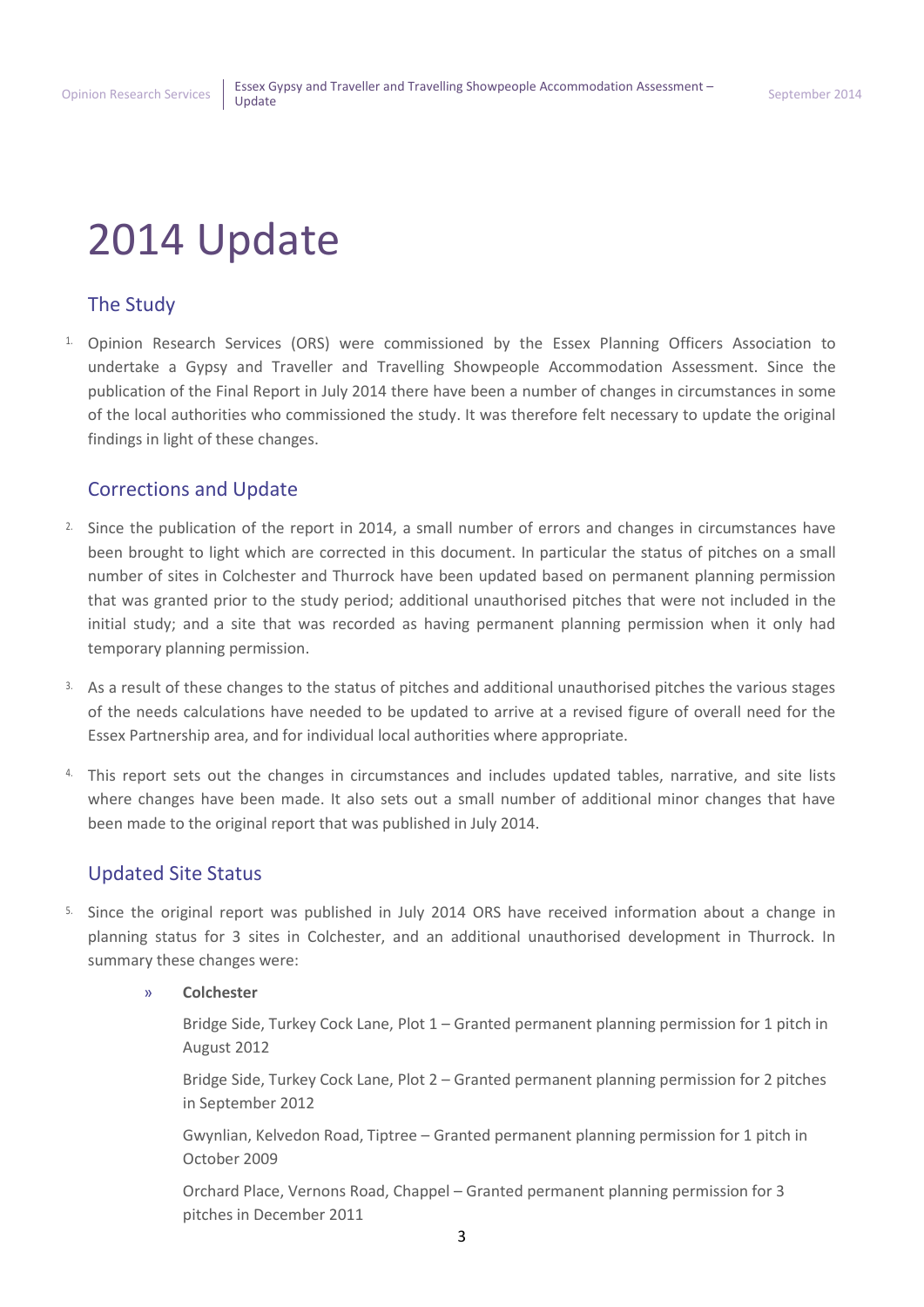# 2014 Update

## The Study

1. Opinion Research Services (ORS) were commissioned by the Essex Planning Officers Association to undertake a Gypsy and Traveller and Travelling Showpeople Accommodation Assessment. Since the publication of the Final Report in July 2014 there have been a number of changes in circumstances in some of the local authorities who commissioned the study. It was therefore felt necessary to update the original findings in light of these changes.

## Corrections and Update

2. Since the publication of the report in 2014, a small number of errors and changes in circumstances have been brought to light which are corrected in this document. In particular the status of pitches on a small number of sites in Colchester and Thurrock have been updated based on permanent planning permission that was granted prior to the study period; additional unauthorised pitches that were not included in the initial study; and a site that was recorded as having permanent planning permission when it only had temporary planning permission.

3. As a result of these changes to the status of pitches and additional unauthorised pitches the various stages of the needs calculations have needed to be updated to arrive at a revised figure of overall need for the Essex Partnership area, and for individual local authorities where appropriate.

4. This report sets out the changes in circumstances and includes updated tables, narrative, and site lists where changes have been made. It also sets out a small number of additional minor changes that have been made to the original report that was published in July 2014.

## Updated Site Status

5. Since the original report was published in July 2014 ORS have received information about a change in planning status for 3 sites in Colchester, and an additional unauthorised development in Thurrock. In summary these changes were:

   - **Colchester**

     Bridge Side, Turkey Cock Lane, Plot 1 – Granted permanent planning permission for 1 pitch in August 2012

     Bridge Side, Turkey Cock Lane, Plot 2 – Granted permanent planning permission for 2 pitches in September 2012

     Gwynlian, Kelvedon Road, Tiptree – Granted permanent planning permission for 1 pitch in October 2009

     Orchard Place, Vernons Road, Chappel – Granted permanent planning permission for 3 pitches in December 2011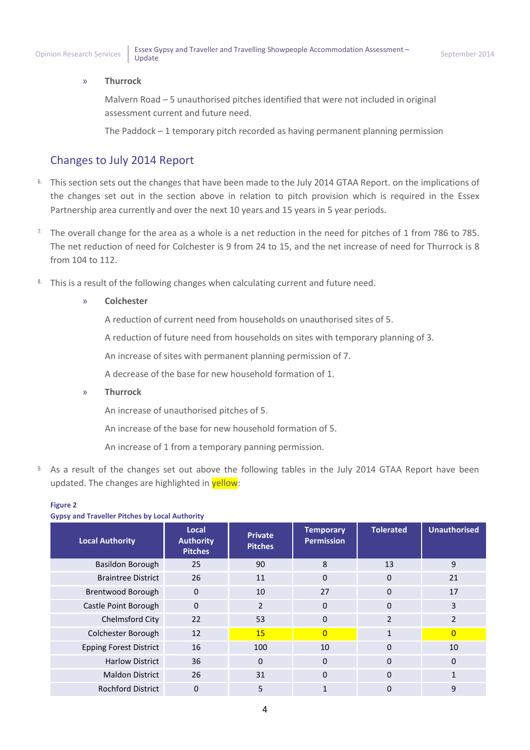» **Thurrock**

Malvern Road – 5 unauthorised pitches identified that were not included in original assessment current and future need.

The Paddock – 1 temporary pitch recorded as having permanent planning permission

## Changes to July 2014 Report

6. This section sets out the changes that have been made to the July 2014 GTAA Report. on the implications of the changes set out in the section above in relation to pitch provision which is required in the Essex Partnership area currently and over the next 10 years and 15 years in 5 year periods.

7. The overall change for the area as a whole is a net reduction in the need for pitches of 1 from 786 to 785. The net reduction of need for Colchester is 9 from 24 to 15, and the net increase of need for Thurrock is 8 from 104 to 112.

8. This is a result of the following changes when calculating current and future need.

» **Colchester**

A reduction of current need from households on unauthorised sites of 5.

A reduction of future need from households on sites with temporary planning of 3.

An increase of sites with permanent planning permission of 7.

A decrease of the base for new household formation of 1.

» **Thurrock**

An increase of unauthorised pitches of 5.

An increase of the base for new household formation of 5.

An increase of 1 from a temporary panning permission.

9. As a result of the changes set out above the following tables in the July 2014 GTAA Report have been updated. The changes are highlighted in yellow:

**Figure 2**
**Gypsy and Traveller Pitches by Local Authority**

| Local Authority | Local Authority Pitches | Private Pitches | Temporary Permission | Tolerated | Unauthorised |
|---|---|---|---|---|---|
| Basildon Borough | 25 | 90 | 8 | 13 | 9 |
| Braintree District | 26 | 11 | 0 | 0 | 21 |
| Brentwood Borough | 0 | 10 | 27 | 0 | 17 |
| Castle Point Borough | 0 | 2 | 0 | 0 | 3 |
| Chelmsford City | 22 | 53 | 0 | 2 | 2 |
| Colchester Borough | 12 | 15 | 0 | 1 | 0 |
| Epping Forest District | 16 | 100 | 10 | 0 | 10 |
| Harlow District | 36 | 0 | 0 | 0 | 0 |
| Maldon District | 26 | 31 | 0 | 0 | 1 |
| Rochford District | 0 | 5 | 1 | 0 | 9 |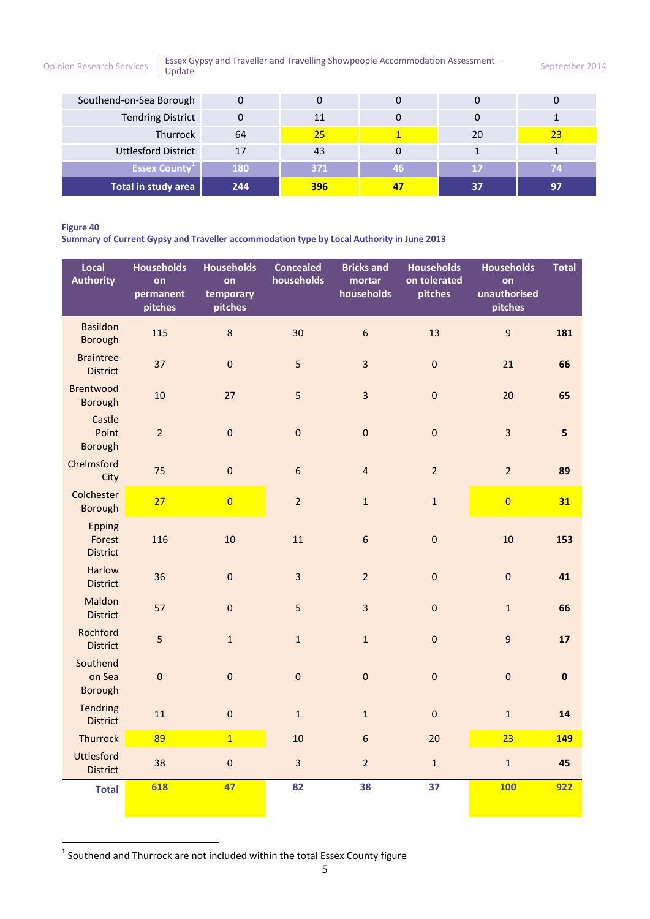| | | | | | |
|---|---|---|---|---|---|
| Southend-on-Sea Borough | 0 | 0 | 0 | 0 | 0 |
| Tendring District | 0 | 11 | 0 | 0 | 1 |
| Thurrock | 64 | 25 | 1 | 20 | 23 |
| Uttlesford District | 17 | 43 | 0 | 1 | 1 |
| Essex County[1] | 180 | 371 | 46 | 17 | 74 |
| **Total in study area** | **244** | **396** | **47** | **37** | **97** |

**Figure 40**
**Summary of Current Gypsy and Traveller accommodation type by Local Authority in June 2013**

| Local Authority | Households on permanent pitches | Households on temporary pitches | Concealed households | Bricks and mortar households | Households on tolerated pitches | Households on unauthorised pitches | Total |
|---|---|---|---|---|---|---|---|
| Basildon Borough | 115 | 8 | 30 | 6 | 13 | 9 | **181** |
| Braintree District | 37 | 0 | 5 | 3 | 0 | 21 | **66** |
| Brentwood Borough | 10 | 27 | 5 | 3 | 0 | 20 | **65** |
| Castle Point Borough | 2 | 0 | 0 | 0 | 0 | 3 | **5** |
| Chelmsford City | 75 | 0 | 6 | 4 | 2 | 2 | **89** |
| Colchester Borough | 27 | 0 | 2 | 1 | 1 | 0 | **31** |
| Epping Forest District | 116 | 10 | 11 | 6 | 0 | 10 | **153** |
| Harlow District | 36 | 0 | 3 | 2 | 0 | 0 | **41** |
| Maldon District | 57 | 0 | 5 | 3 | 0 | 1 | **66** |
| Rochford District | 5 | 1 | 1 | 1 | 0 | 9 | **17** |
| Southend on Sea Borough | 0 | 0 | 0 | 0 | 0 | 0 | **0** |
| Tendring District | 11 | 0 | 1 | 1 | 0 | 1 | **14** |
| Thurrock | 89 | 1 | 10 | 6 | 20 | 23 | **149** |
| Uttlesford District | 38 | 0 | 3 | 2 | 1 | 1 | **45** |
| **Total** | **618** | **47** | **82** | **38** | **37** | **100** | **922** |

[1] Southend and Thurrock are not included within the total Essex County figure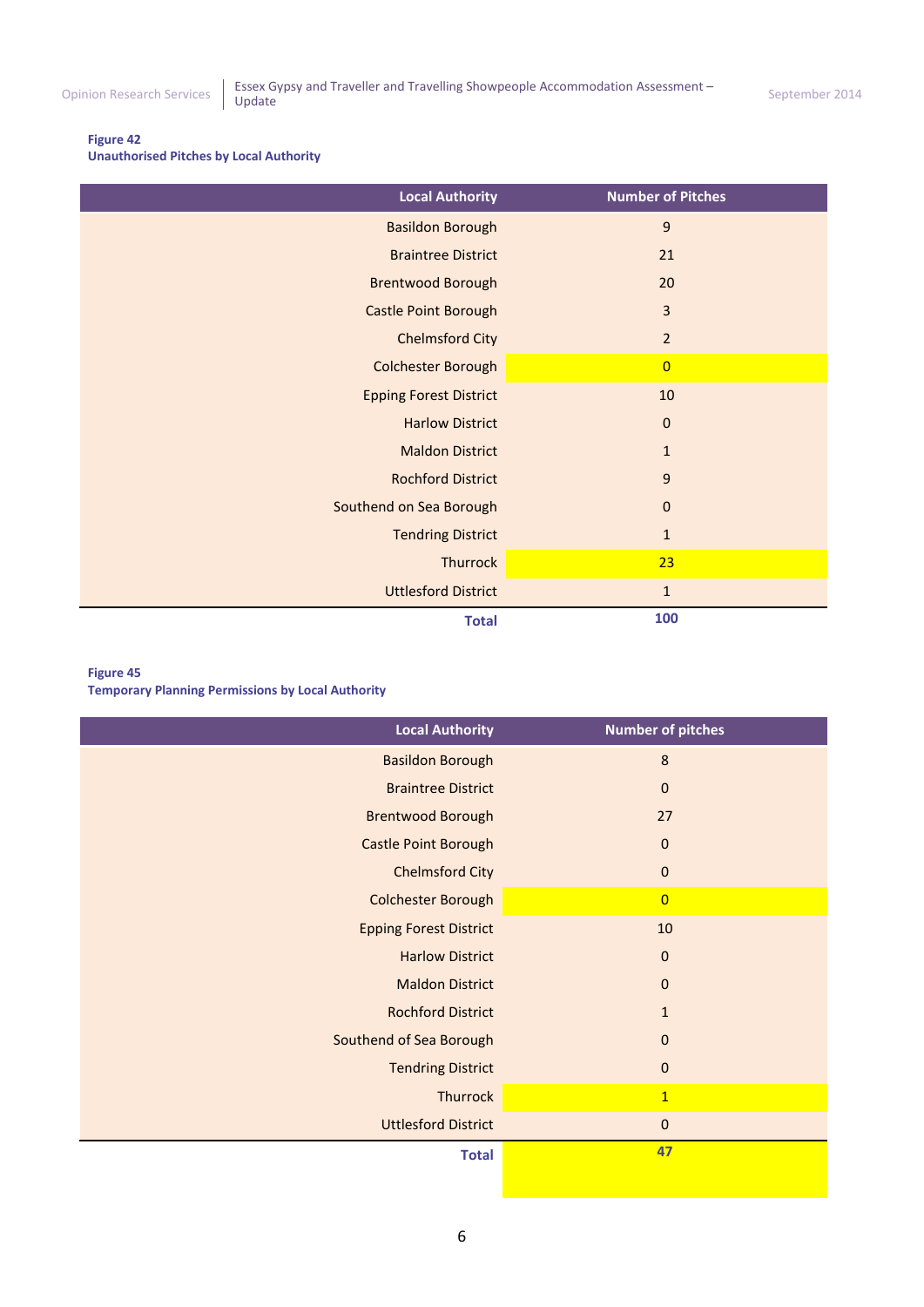**Figure 42**
**Unauthorised Pitches by Local Authority**

| Local Authority | Number of Pitches |
|---|---|
| Basildon Borough | 9 |
| Braintree District | 21 |
| Brentwood Borough | 20 |
| Castle Point Borough | 3 |
| Chelmsford City | 2 |
| Colchester Borough | 0 |
| Epping Forest District | 10 |
| Harlow District | 0 |
| Maldon District | 1 |
| Rochford District | 9 |
| Southend on Sea Borough | 0 |
| Tendring District | 1 |
| Thurrock | 23 |
| Uttlesford District | 1 |
| **Total** | **100** |

**Figure 45**
**Temporary Planning Permissions by Local Authority**

| Local Authority | Number of pitches |
|---|---|
| Basildon Borough | 8 |
| Braintree District | 0 |
| Brentwood Borough | 27 |
| Castle Point Borough | 0 |
| Chelmsford City | 0 |
| Colchester Borough | 0 |
| Epping Forest District | 10 |
| Harlow District | 0 |
| Maldon District | 0 |
| Rochford District | 1 |
| Southend of Sea Borough | 0 |
| Tendring District | 0 |
| Thurrock | 1 |
| Uttlesford District | 0 |
| **Total** | **47** |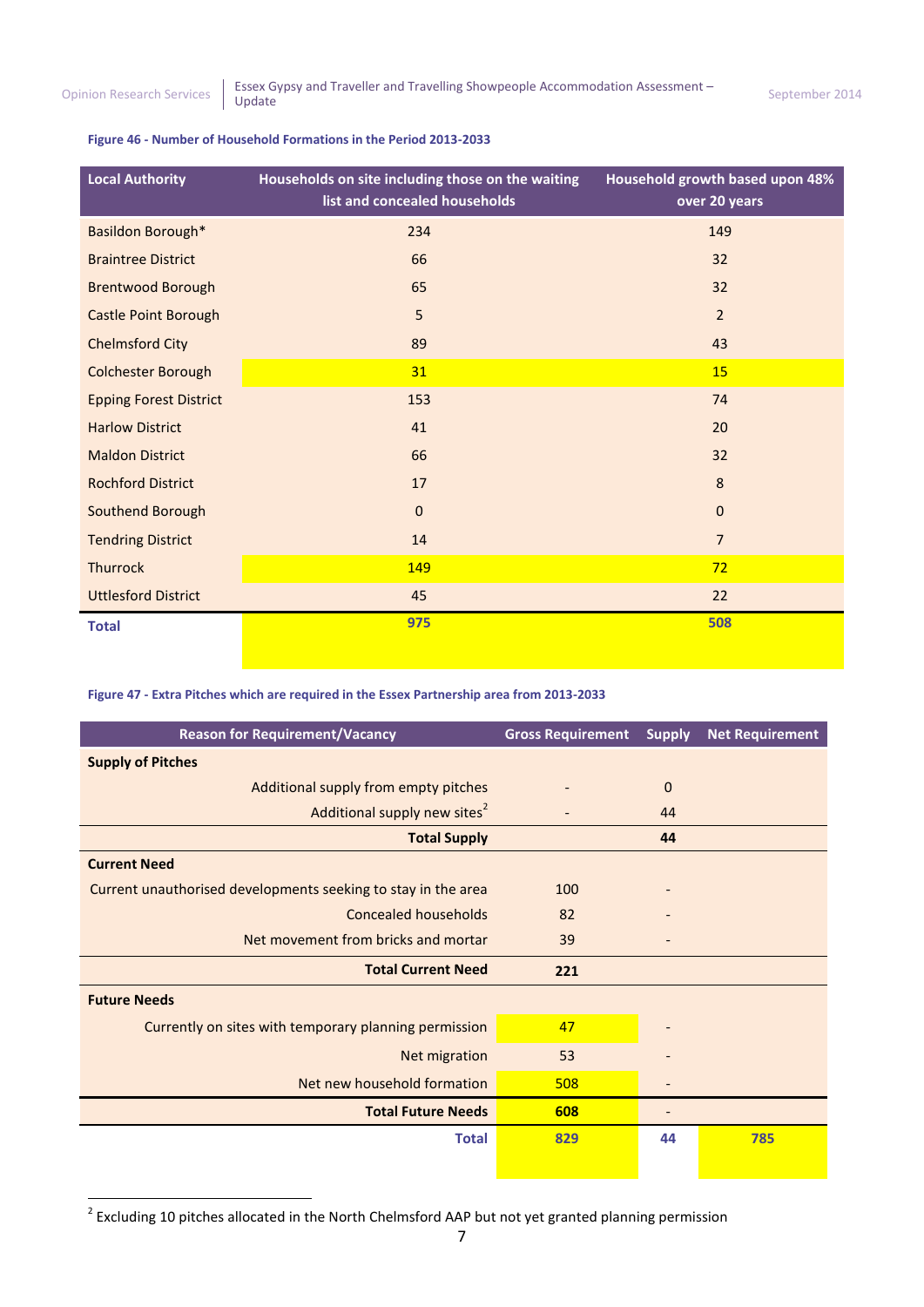**Figure 46 - Number of Household Formations in the Period 2013-2033**

| Local Authority | Households on site including those on the waiting list and concealed households | Household growth based upon 48% over 20 years |
|---|---|---|
| Basildon Borough* | 234 | 149 |
| Braintree District | 66 | 32 |
| Brentwood Borough | 65 | 32 |
| Castle Point Borough | 5 | 2 |
| Chelmsford City | 89 | 43 |
| Colchester Borough | 31 | 15 |
| Epping Forest District | 153 | 74 |
| Harlow District | 41 | 20 |
| Maldon District | 66 | 32 |
| Rochford District | 17 | 8 |
| Southend Borough | 0 | 0 |
| Tendring District | 14 | 7 |
| Thurrock | 149 | 72 |
| Uttlesford District | 45 | 22 |
| **Total** | **975** | **508** |

**Figure 47 - Extra Pitches which are required in the Essex Partnership area from 2013-2033**

| Reason for Requirement/Vacancy | Gross Requirement | Supply | Net Requirement |
|---|---|---|---|
| **Supply of Pitches** | | | |
| Additional supply from empty pitches | - | 0 | |
| Additional supply new sites[2] | - | 44 | |
| **Total Supply** | | **44** | |
| **Current Need** | | | |
| Current unauthorised developments seeking to stay in the area | 100 | - | |
| Concealed households | 82 | - | |
| Net movement from bricks and mortar | 39 | - | |
| **Total Current Need** | **221** | | |
| **Future Needs** | | | |
| Currently on sites with temporary planning permission | 47 | - | |
| Net migration | 53 | - | |
| Net new household formation | 508 | - | |
| **Total Future Needs** | **608** | - | |
| **Total** | **829** | **44** | **785** |

[2] Excluding 10 pitches allocated in the North Chelmsford AAP but not yet granted planning permission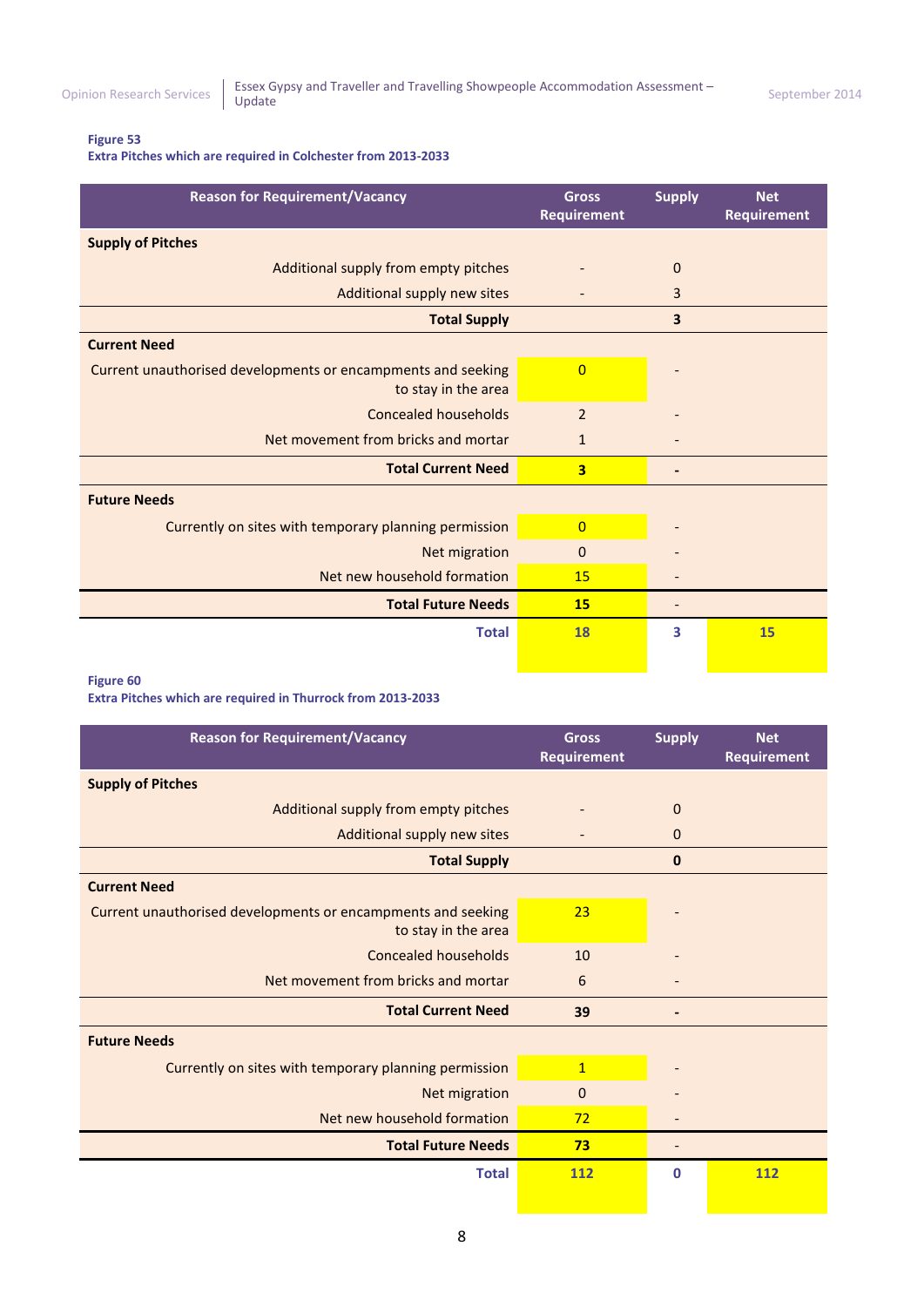**Figure 53**
**Extra Pitches which are required in Colchester from 2013-2033**

| Reason for Requirement/Vacancy | Gross Requirement | Supply | Net Requirement |
|---|---|---|---|
| **Supply of Pitches** | | | |
| Additional supply from empty pitches | - | 0 | |
| Additional supply new sites | - | 3 | |
| **Total Supply** | | **3** | |
| **Current Need** | | | |
| Current unauthorised developments or encampments and seeking to stay in the area | 0 | - | |
| Concealed households | 2 | - | |
| Net movement from bricks and mortar | 1 | - | |
| **Total Current Need** | **3** | **-** | |
| **Future Needs** | | | |
| Currently on sites with temporary planning permission | 0 | - | |
| Net migration | 0 | - | |
| Net new household formation | 15 | - | |
| **Total Future Needs** | **15** | - | |
| **Total** | **18** | **3** | **15** |

**Figure 60**
**Extra Pitches which are required in Thurrock from 2013-2033**

| Reason for Requirement/Vacancy | Gross Requirement | Supply | Net Requirement |
|---|---|---|---|
| **Supply of Pitches** | | | |
| Additional supply from empty pitches | - | 0 | |
| Additional supply new sites | - | 0 | |
| **Total Supply** | | **0** | |
| **Current Need** | | | |
| Current unauthorised developments or encampments and seeking to stay in the area | 23 | - | |
| Concealed households | 10 | - | |
| Net movement from bricks and mortar | 6 | - | |
| **Total Current Need** | **39** | **-** | |
| **Future Needs** | | | |
| Currently on sites with temporary planning permission | 1 | - | |
| Net migration | 0 | - | |
| Net new household formation | 72 | - | |
| **Total Future Needs** | **73** | - | |
| **Total** | **112** | **0** | **112** |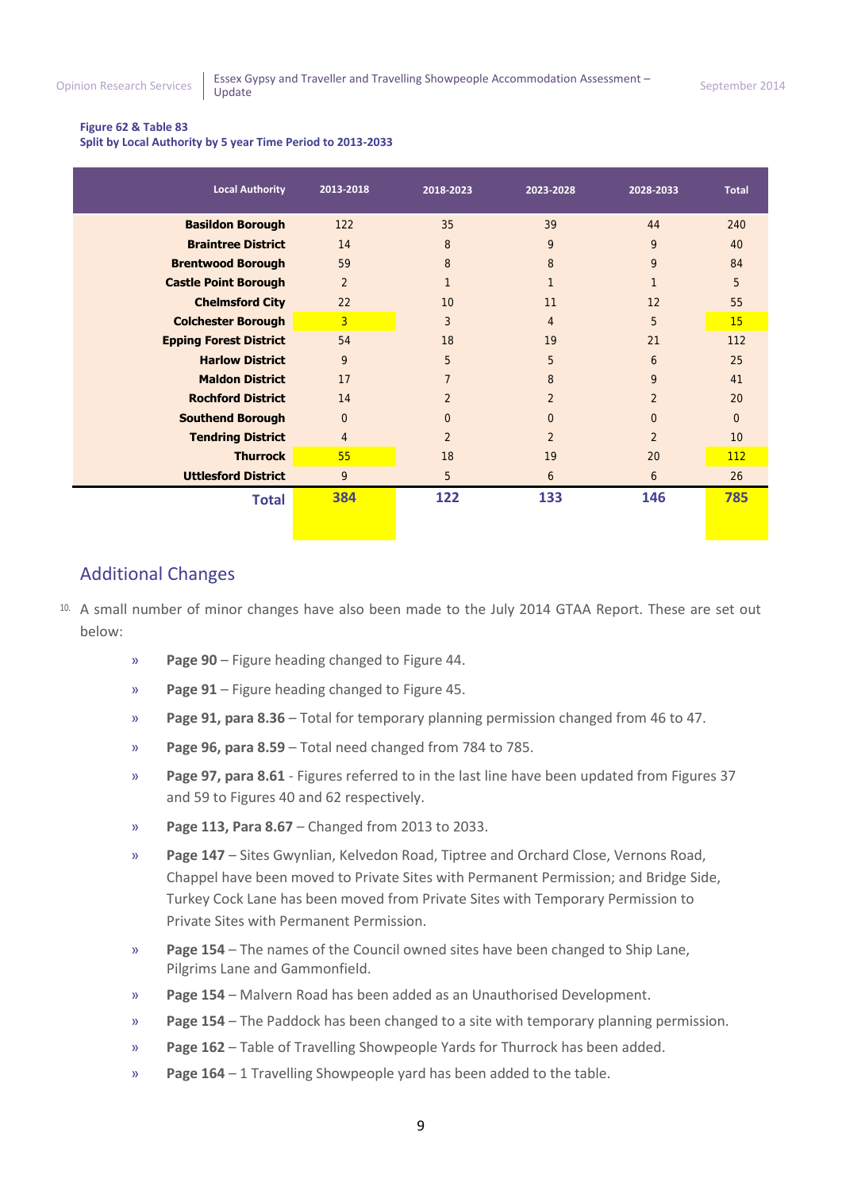**Figure 62 & Table 83**
**Split by Local Authority by 5 year Time Period to 2013-2033**

| Local Authority | 2013-2018 | 2018-2023 | 2023-2028 | 2028-2033 | Total |
|---|---|---|---|---|---|
| **Basildon Borough** | 122 | 35 | 39 | 44 | 240 |
| **Braintree District** | 14 | 8 | 9 | 9 | 40 |
| **Brentwood Borough** | 59 | 8 | 8 | 9 | 84 |
| **Castle Point Borough** | 2 | 1 | 1 | 1 | 5 |
| **Chelmsford City** | 22 | 10 | 11 | 12 | 55 |
| **Colchester Borough** | 3 | 3 | 4 | 5 | 15 |
| **Epping Forest District** | 54 | 18 | 19 | 21 | 112 |
| **Harlow District** | 9 | 5 | 5 | 6 | 25 |
| **Maldon District** | 17 | 7 | 8 | 9 | 41 |
| **Rochford District** | 14 | 2 | 2 | 2 | 20 |
| **Southend Borough** | 0 | 0 | 0 | 0 | 0 |
| **Tendring District** | 4 | 2 | 2 | 2 | 10 |
| **Thurrock** | 55 | 18 | 19 | 20 | 112 |
| **Uttlesford District** | 9 | 5 | 6 | 6 | 26 |
| **Total** | **384** | **122** | **133** | **146** | **785** |

## Additional Changes

10. A small number of minor changes have also been made to the July 2014 GTAA Report. These are set out below:

- **Page 90** – Figure heading changed to Figure 44.
- **Page 91** – Figure heading changed to Figure 45.
- **Page 91, para 8.36** – Total for temporary planning permission changed from 46 to 47.
- **Page 96, para 8.59** – Total need changed from 784 to 785.
- **Page 97, para 8.61** - Figures referred to in the last line have been updated from Figures 37 and 59 to Figures 40 and 62 respectively.
- **Page 113, Para 8.67** – Changed from 2013 to 2033.
- **Page 147** – Sites Gwynlian, Kelvedon Road, Tiptree and Orchard Close, Vernons Road, Chappel have been moved to Private Sites with Permanent Permission; and Bridge Side, Turkey Cock Lane has been moved from Private Sites with Temporary Permission to Private Sites with Permanent Permission.
- **Page 154** – The names of the Council owned sites have been changed to Ship Lane, Pilgrims Lane and Gammonfield.
- **Page 154** – Malvern Road has been added as an Unauthorised Development.
- **Page 154** – The Paddock has been changed to a site with temporary planning permission.
- **Page 162** – Table of Travelling Showpeople Yards for Thurrock has been added.
- **Page 164** – 1 Travelling Showpeople yard has been added to the table.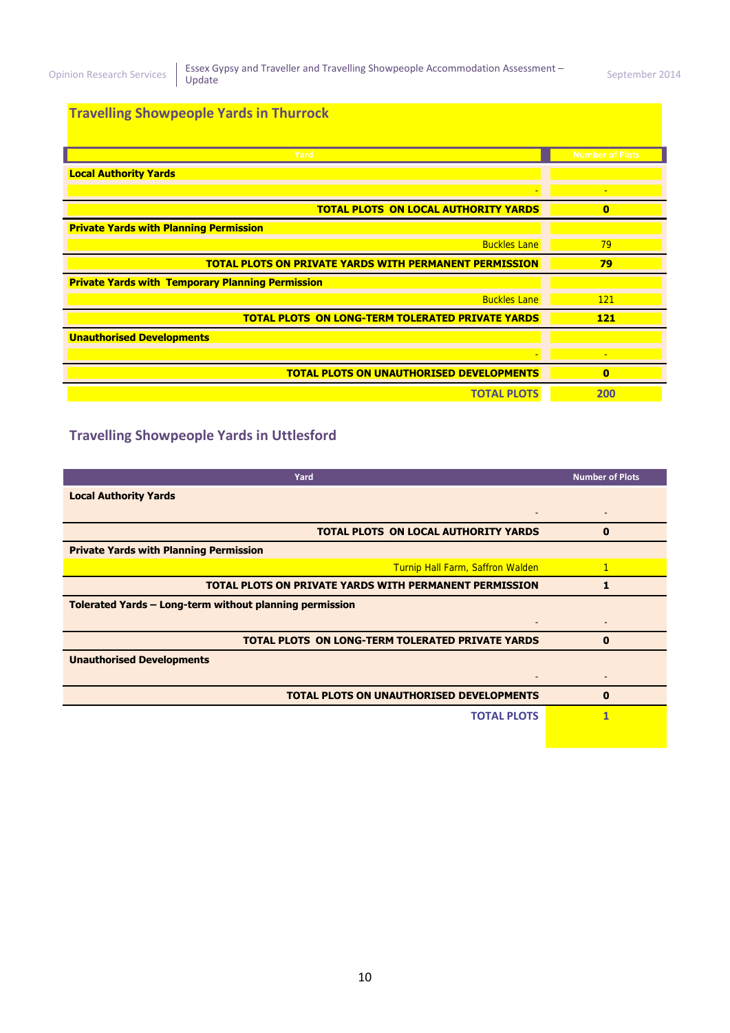## Travelling Showpeople Yards in Thurrock

| Yard | Number of Plots |
|---|---|
| **Local Authority Yards** | |
| - | - |
| **TOTAL PLOTS ON LOCAL AUTHORITY YARDS** | **0** |
| **Private Yards with Planning Permission** | |
| Buckles Lane | 79 |
| **TOTAL PLOTS ON PRIVATE YARDS WITH PERMANENT PERMISSION** | **79** |
| **Private Yards with Temporary Planning Permission** | |
| Buckles Lane | 121 |
| **TOTAL PLOTS ON LONG-TERM TOLERATED PRIVATE YARDS** | **121** |
| **Unauthorised Developments** | |
| - | - |
| **TOTAL PLOTS ON UNAUTHORISED DEVELOPMENTS** | **0** |
| **TOTAL PLOTS** | **200** |

## Travelling Showpeople Yards in Uttlesford

| Yard | Number of Plots |
|---|---|
| **Local Authority Yards** | |
| - | - |
| **TOTAL PLOTS ON LOCAL AUTHORITY YARDS** | **0** |
| **Private Yards with Planning Permission** | |
| Turnip Hall Farm, Saffron Walden | 1 |
| **TOTAL PLOTS ON PRIVATE YARDS WITH PERMANENT PERMISSION** | **1** |
| **Tolerated Yards – Long-term without planning permission** | |
| - | - |
| **TOTAL PLOTS ON LONG-TERM TOLERATED PRIVATE YARDS** | **0** |
| **Unauthorised Developments** | |
| - | - |
| **TOTAL PLOTS ON UNAUTHORISED DEVELOPMENTS** | **0** |
| **TOTAL PLOTS** | **1** |